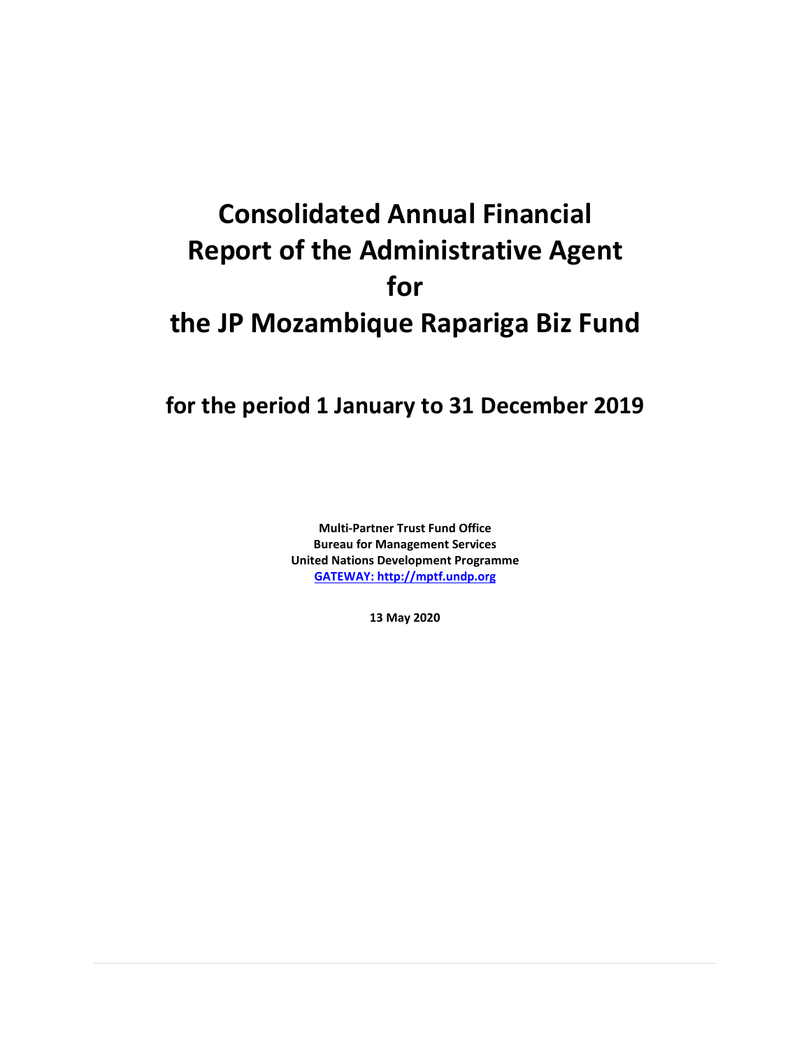# Consolidated Annual Financial Report of the Administrative Agent for the JP Mozambique Rapariga Biz Fund

## for the period 1 January to 31 December 2019

**Multi-Partner Trust Fund Office**
**Bureau for Management Services**
**United Nations Development Programme**
**[GATEWAY: http://mptf.undp.org](http://mptf.undp.org)**

**13 May 2020**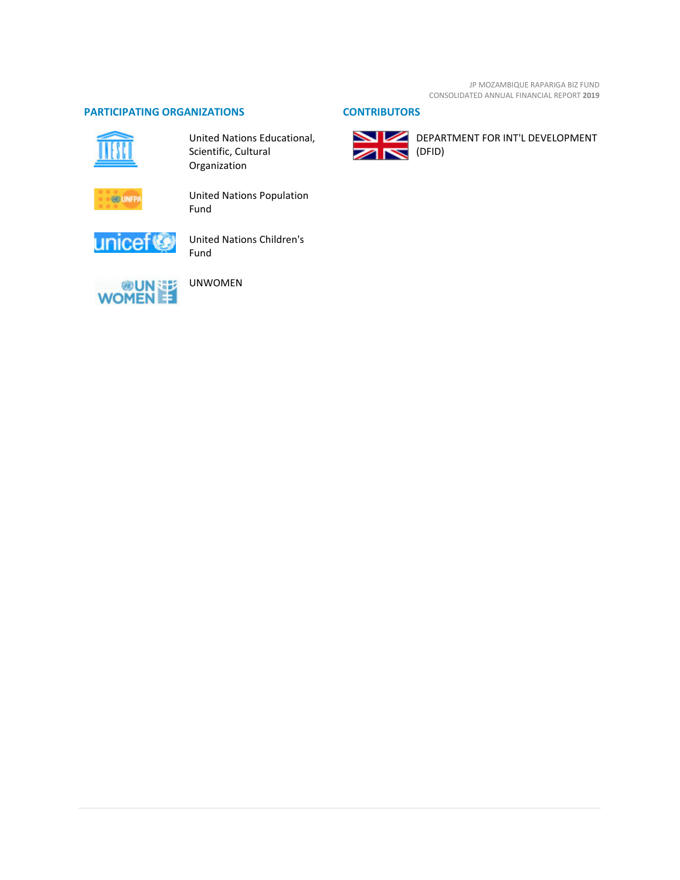## PARTICIPATING ORGANIZATIONS

United Nations Educational, Scientific, Cultural Organization

United Nations Population Fund

United Nations Children's Fund

UNWOMEN

## CONTRIBUTORS

DEPARTMENT FOR INT'L DEVELOPMENT (DFID)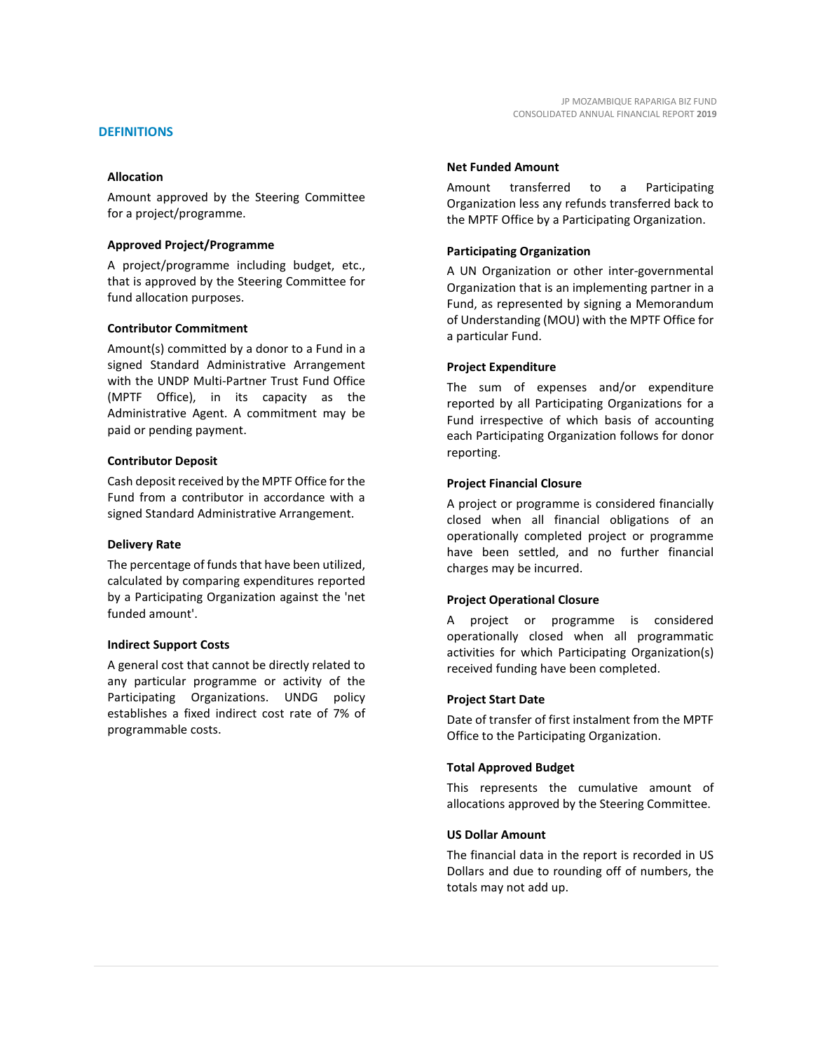## DEFINITIONS

### Allocation

Amount approved by the Steering Committee for a project/programme.

### Approved Project/Programme

A project/programme including budget, etc., that is approved by the Steering Committee for fund allocation purposes.

### Contributor Commitment

Amount(s) committed by a donor to a Fund in a signed Standard Administrative Arrangement with the UNDP Multi-Partner Trust Fund Office (MPTF Office), in its capacity as the Administrative Agent. A commitment may be paid or pending payment.

### Contributor Deposit

Cash deposit received by the MPTF Office for the Fund from a contributor in accordance with a signed Standard Administrative Arrangement.

### Delivery Rate

The percentage of funds that have been utilized, calculated by comparing expenditures reported by a Participating Organization against the 'net funded amount'.

### Indirect Support Costs

A general cost that cannot be directly related to any particular programme or activity of the Participating Organizations. UNDG policy establishes a fixed indirect cost rate of 7% of programmable costs.

### Net Funded Amount

Amount transferred to a Participating Organization less any refunds transferred back to the MPTF Office by a Participating Organization.

### Participating Organization

A UN Organization or other inter-governmental Organization that is an implementing partner in a Fund, as represented by signing a Memorandum of Understanding (MOU) with the MPTF Office for a particular Fund.

### Project Expenditure

The sum of expenses and/or expenditure reported by all Participating Organizations for a Fund irrespective of which basis of accounting each Participating Organization follows for donor reporting.

### Project Financial Closure

A project or programme is considered financially closed when all financial obligations of an operationally completed project or programme have been settled, and no further financial charges may be incurred.

### Project Operational Closure

A project or programme is considered operationally closed when all programmatic activities for which Participating Organization(s) received funding have been completed.

### Project Start Date

Date of transfer of first instalment from the MPTF Office to the Participating Organization.

### Total Approved Budget

This represents the cumulative amount of allocations approved by the Steering Committee.

### US Dollar Amount

The financial data in the report is recorded in US Dollars and due to rounding off of numbers, the totals may not add up.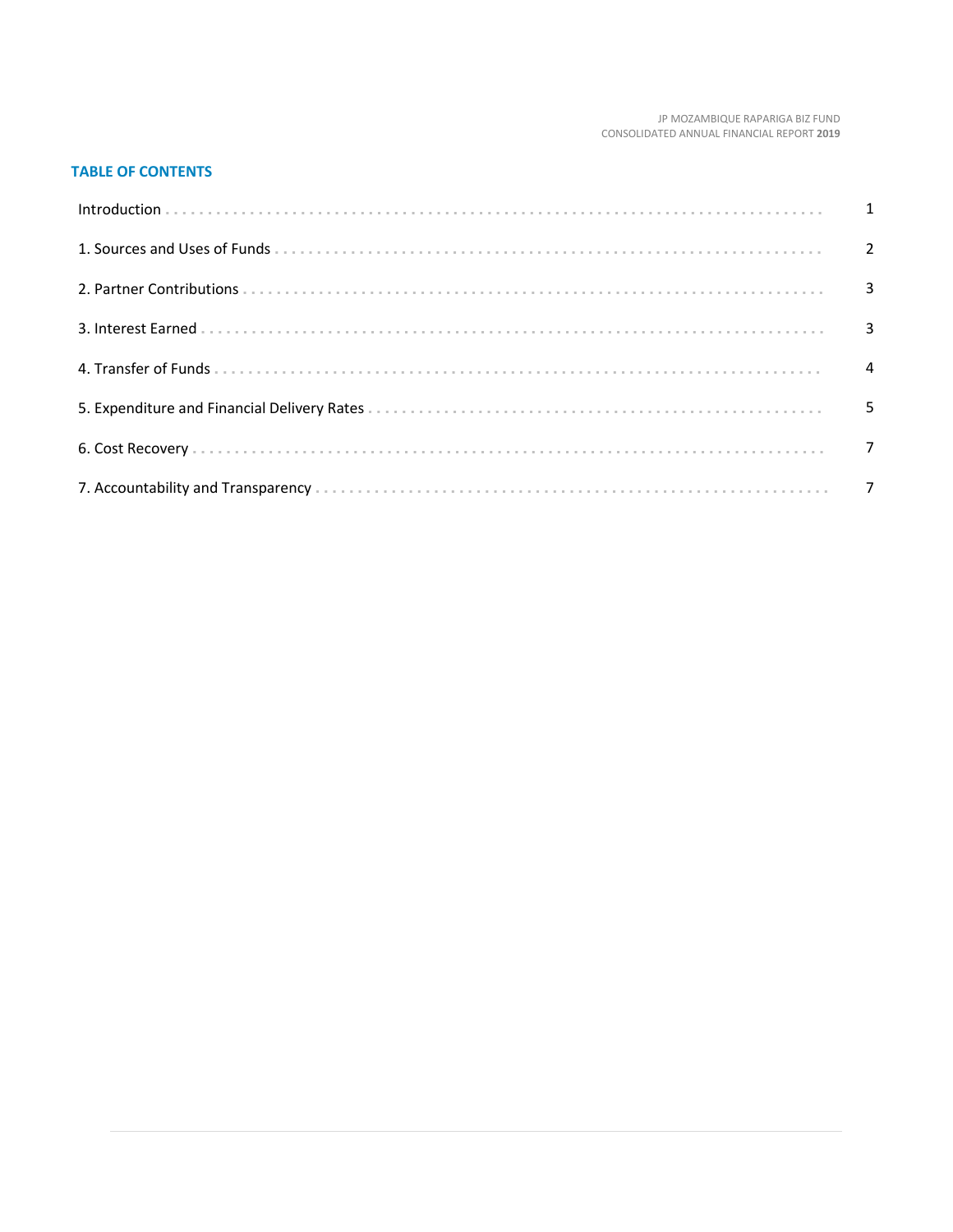## TABLE OF CONTENTS

| | |
|---|---|
| Introduction | 1 |
| 1. Sources and Uses of Funds | 2 |
| 2. Partner Contributions | 3 |
| 3. Interest Earned | 3 |
| 4. Transfer of Funds | 4 |
| 5. Expenditure and Financial Delivery Rates | 5 |
| 6. Cost Recovery | 7 |
| 7. Accountability and Transparency | 7 |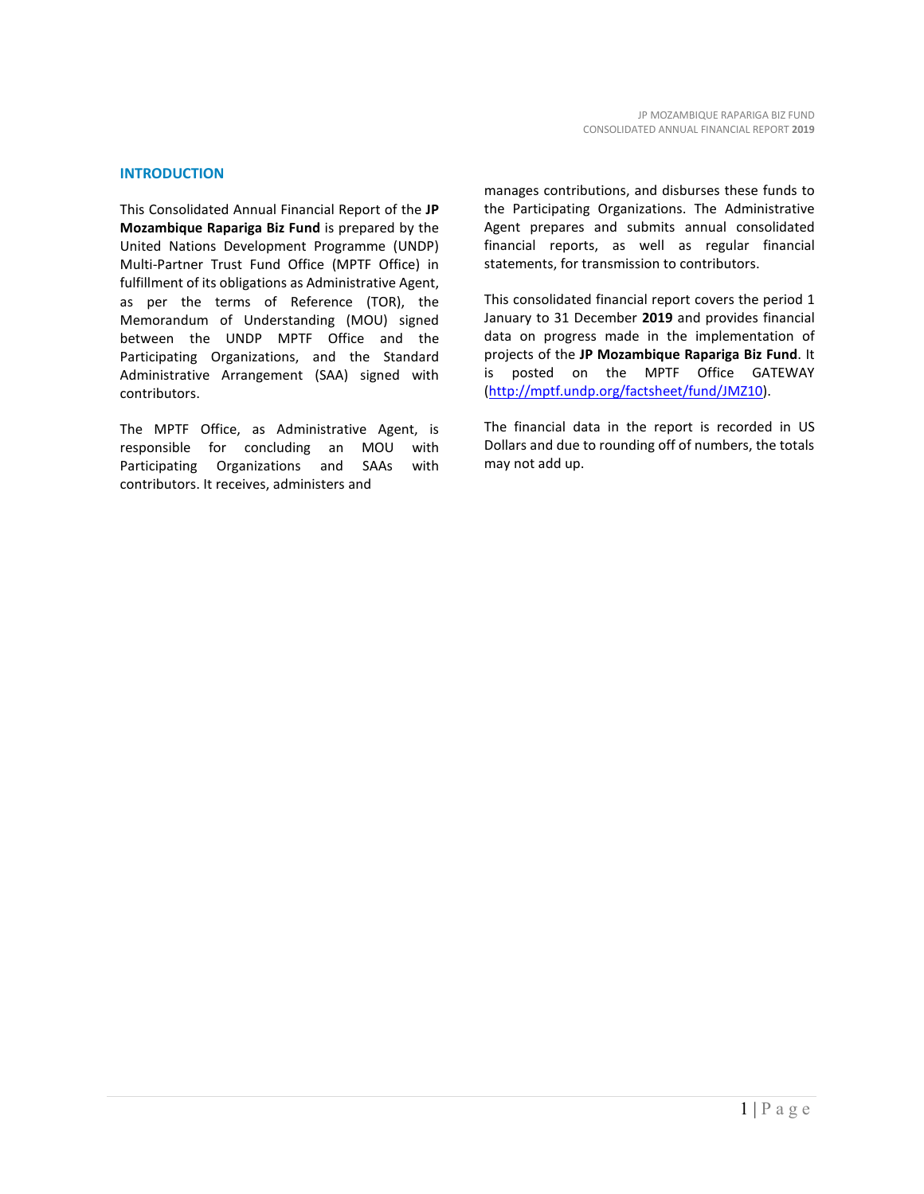## INTRODUCTION

This Consolidated Annual Financial Report of the **JP Mozambique Rapariga Biz Fund** is prepared by the United Nations Development Programme (UNDP) Multi-Partner Trust Fund Office (MPTF Office) in fulfillment of its obligations as Administrative Agent, as per the terms of Reference (TOR), the Memorandum of Understanding (MOU) signed between the UNDP MPTF Office and the Participating Organizations, and the Standard Administrative Arrangement (SAA) signed with contributors.

The MPTF Office, as Administrative Agent, is responsible for concluding an MOU with Participating Organizations and SAAs with contributors. It receives, administers and manages contributions, and disburses these funds to the Participating Organizations. The Administrative Agent prepares and submits annual consolidated financial reports, as well as regular financial statements, for transmission to contributors.

This consolidated financial report covers the period 1 January to 31 December **2019** and provides financial data on progress made in the implementation of projects of the **JP Mozambique Rapariga Biz Fund**. It is posted on the MPTF Office GATEWAY (http://mptf.undp.org/factsheet/fund/JMZ10).

The financial data in the report is recorded in US Dollars and due to rounding off of numbers, the totals may not add up.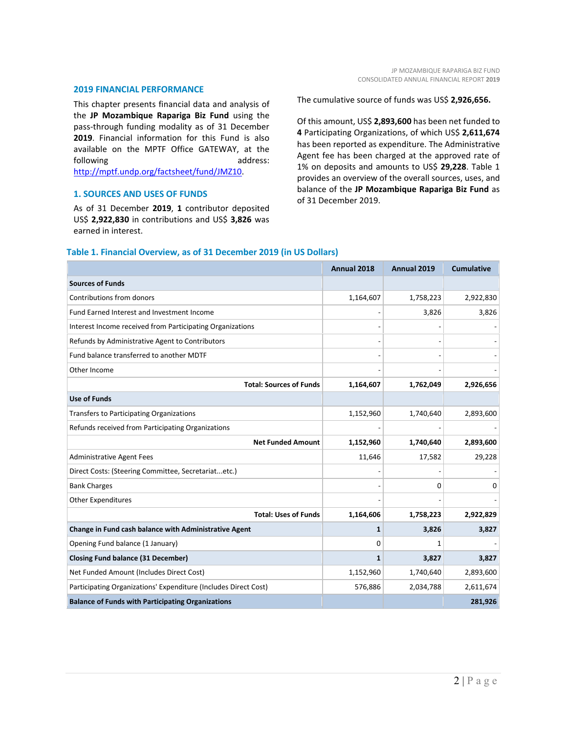## 2019 FINANCIAL PERFORMANCE

This chapter presents financial data and analysis of the **JP Mozambique Rapariga Biz Fund** using the pass-through funding modality as of 31 December **2019**. Financial information for this Fund is also available on the MPTF Office GATEWAY, at the following address: http://mptf.undp.org/factsheet/fund/JMZ10.

## 1. SOURCES AND USES OF FUNDS

As of 31 December **2019**, **1** contributor deposited US$ **2,922,830** in contributions and US$ **3,826** was earned in interest.

The cumulative source of funds was US$ **2,926,656.**

Of this amount, US$ **2,893,600** has been net funded to **4** Participating Organizations, of which US$ **2,611,674** has been reported as expenditure. The Administrative Agent fee has been charged at the approved rate of 1% on deposits and amounts to US$ **29,228**. Table 1 provides an overview of the overall sources, uses, and balance of the **JP Mozambique Rapariga Biz Fund** as of 31 December 2019.

### Table 1. Financial Overview, as of 31 December 2019 (in US Dollars)

| | Annual 2018 | Annual 2019 | Cumulative |
|---|---|---|---|
| **Sources of Funds** | | | |
| Contributions from donors | 1,164,607 | 1,758,223 | 2,922,830 |
| Fund Earned Interest and Investment Income | - | 3,826 | 3,826 |
| Interest Income received from Participating Organizations | - | - | - |
| Refunds by Administrative Agent to Contributors | - | - | - |
| Fund balance transferred to another MDTF | - | - | - |
| Other Income | - | - | - |
| **Total: Sources of Funds** | **1,164,607** | **1,762,049** | **2,926,656** |
| **Use of Funds** | | | |
| Transfers to Participating Organizations | 1,152,960 | 1,740,640 | 2,893,600 |
| Refunds received from Participating Organizations | - | - | - |
| **Net Funded Amount** | **1,152,960** | **1,740,640** | **2,893,600** |
| Administrative Agent Fees | 11,646 | 17,582 | 29,228 |
| Direct Costs: (Steering Committee, Secretariat...etc.) | - | - | - |
| Bank Charges | - | 0 | 0 |
| Other Expenditures | - | - | - |
| **Total: Uses of Funds** | **1,164,606** | **1,758,223** | **2,922,829** |
| **Change in Fund cash balance with Administrative Agent** | **1** | **3,826** | **3,827** |
| Opening Fund balance (1 January) | 0 | 1 | - |
| **Closing Fund balance (31 December)** | **1** | **3,827** | **3,827** |
| Net Funded Amount (Includes Direct Cost) | 1,152,960 | 1,740,640 | 2,893,600 |
| Participating Organizations' Expenditure (Includes Direct Cost) | 576,886 | 2,034,788 | 2,611,674 |
| **Balance of Funds with Participating Organizations** | | | **281,926** |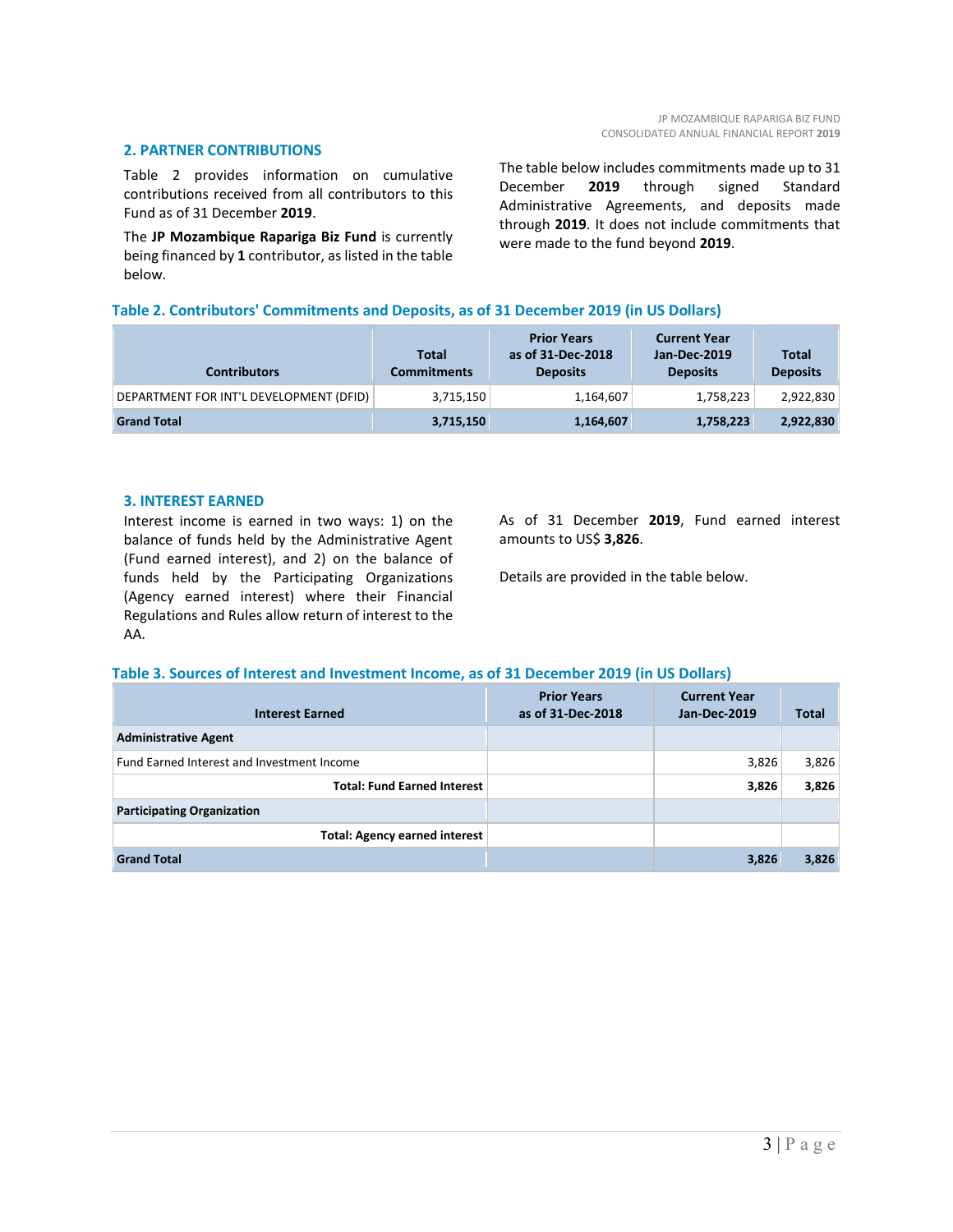## 2. PARTNER CONTRIBUTIONS

Table 2 provides information on cumulative contributions received from all contributors to this Fund as of 31 December **2019**.

The **JP Mozambique Rapariga Biz Fund** is currently being financed by **1** contributor, as listed in the table below.

The table below includes commitments made up to 31 December **2019** through signed Standard Administrative Agreements, and deposits made through **2019**. It does not include commitments that were made to the fund beyond **2019**.

**Table 2. Contributors' Commitments and Deposits, as of 31 December 2019 (in US Dollars)**

| Contributors | Total Commitments | Prior Years as of 31-Dec-2018 Deposits | Current Year Jan-Dec-2019 Deposits | Total Deposits |
|---|---|---|---|---|
| DEPARTMENT FOR INT'L DEVELOPMENT (DFID) | 3,715,150 | 1,164,607 | 1,758,223 | 2,922,830 |
| **Grand Total** | **3,715,150** | **1,164,607** | **1,758,223** | **2,922,830** |

## 3. INTEREST EARNED

Interest income is earned in two ways: 1) on the balance of funds held by the Administrative Agent (Fund earned interest), and 2) on the balance of funds held by the Participating Organizations (Agency earned interest) where their Financial Regulations and Rules allow return of interest to the AA.

As of 31 December **2019**, Fund earned interest amounts to US$ **3,826**.

Details are provided in the table below.

**Table 3. Sources of Interest and Investment Income, as of 31 December 2019 (in US Dollars)**

| Interest Earned | Prior Years as of 31-Dec-2018 | Current Year Jan-Dec-2019 | Total |
|---|---|---|---|
| **Administrative Agent** | | | |
| Fund Earned Interest and Investment Income | | 3,826 | 3,826 |
| **Total: Fund Earned Interest** | | **3,826** | **3,826** |
| **Participating Organization** | | | |
| **Total: Agency earned interest** | | | |
| **Grand Total** | | **3,826** | **3,826** |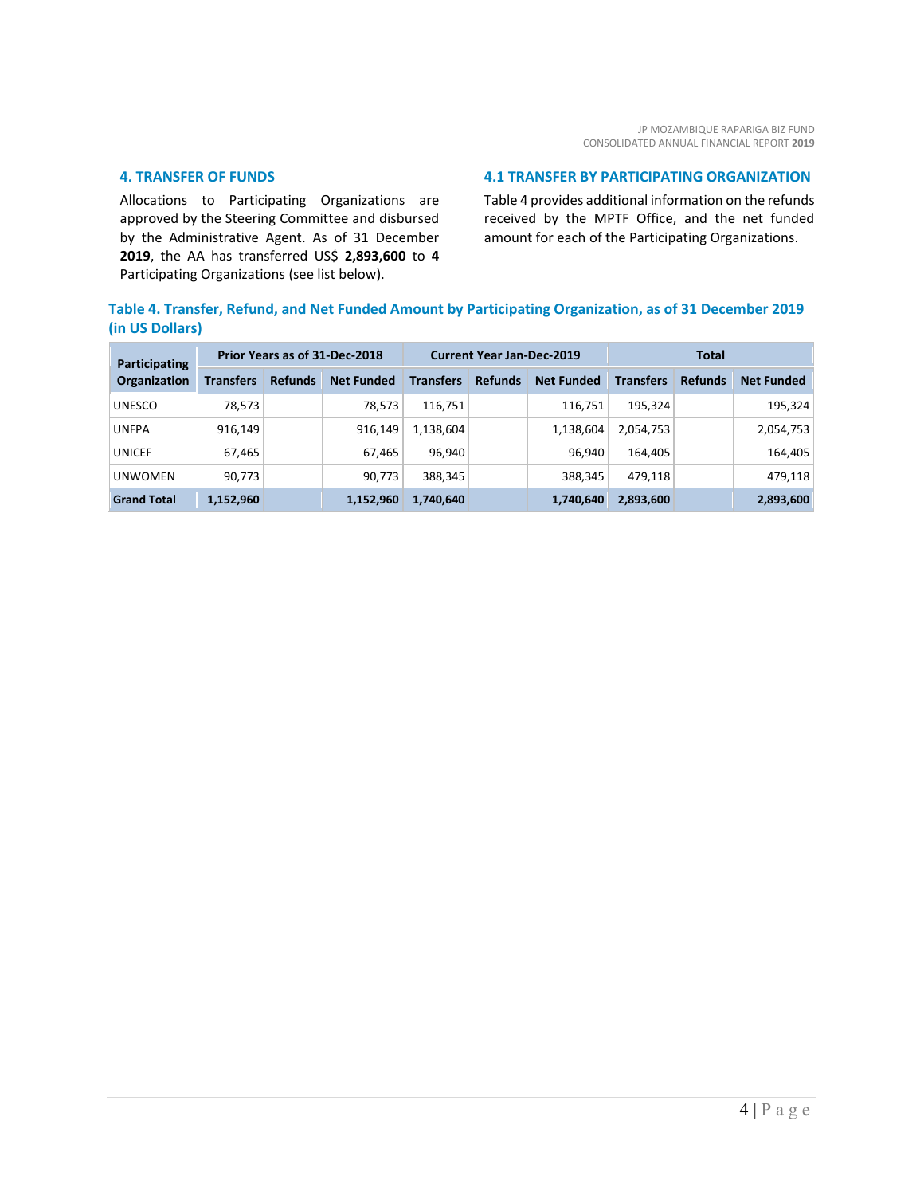## 4. TRANSFER OF FUNDS

Allocations to Participating Organizations are approved by the Steering Committee and disbursed by the Administrative Agent. As of 31 December **2019**, the AA has transferred US$ **2,893,600** to **4** Participating Organizations (see list below).

## 4.1 TRANSFER BY PARTICIPATING ORGANIZATION

Table 4 provides additional information on the refunds received by the MPTF Office, and the net funded amount for each of the Participating Organizations.

**Table 4. Transfer, Refund, and Net Funded Amount by Participating Organization, as of 31 December 2019 (in US Dollars)**

| Participating Organization | Prior Years as of 31-Dec-2018 | | | Current Year Jan-Dec-2019 | | | Total | | |
|---|---|---|---|---|---|---|---|---|---|
| | Transfers | Refunds | Net Funded | Transfers | Refunds | Net Funded | Transfers | Refunds | Net Funded |
| UNESCO | 78,573 | | 78,573 | 116,751 | | 116,751 | 195,324 | | 195,324 |
| UNFPA | 916,149 | | 916,149 | 1,138,604 | | 1,138,604 | 2,054,753 | | 2,054,753 |
| UNICEF | 67,465 | | 67,465 | 96,940 | | 96,940 | 164,405 | | 164,405 |
| UNWOMEN | 90,773 | | 90,773 | 388,345 | | 388,345 | 479,118 | | 479,118 |
| **Grand Total** | **1,152,960** | | **1,152,960** | **1,740,640** | | **1,740,640** | **2,893,600** | | **2,893,600** |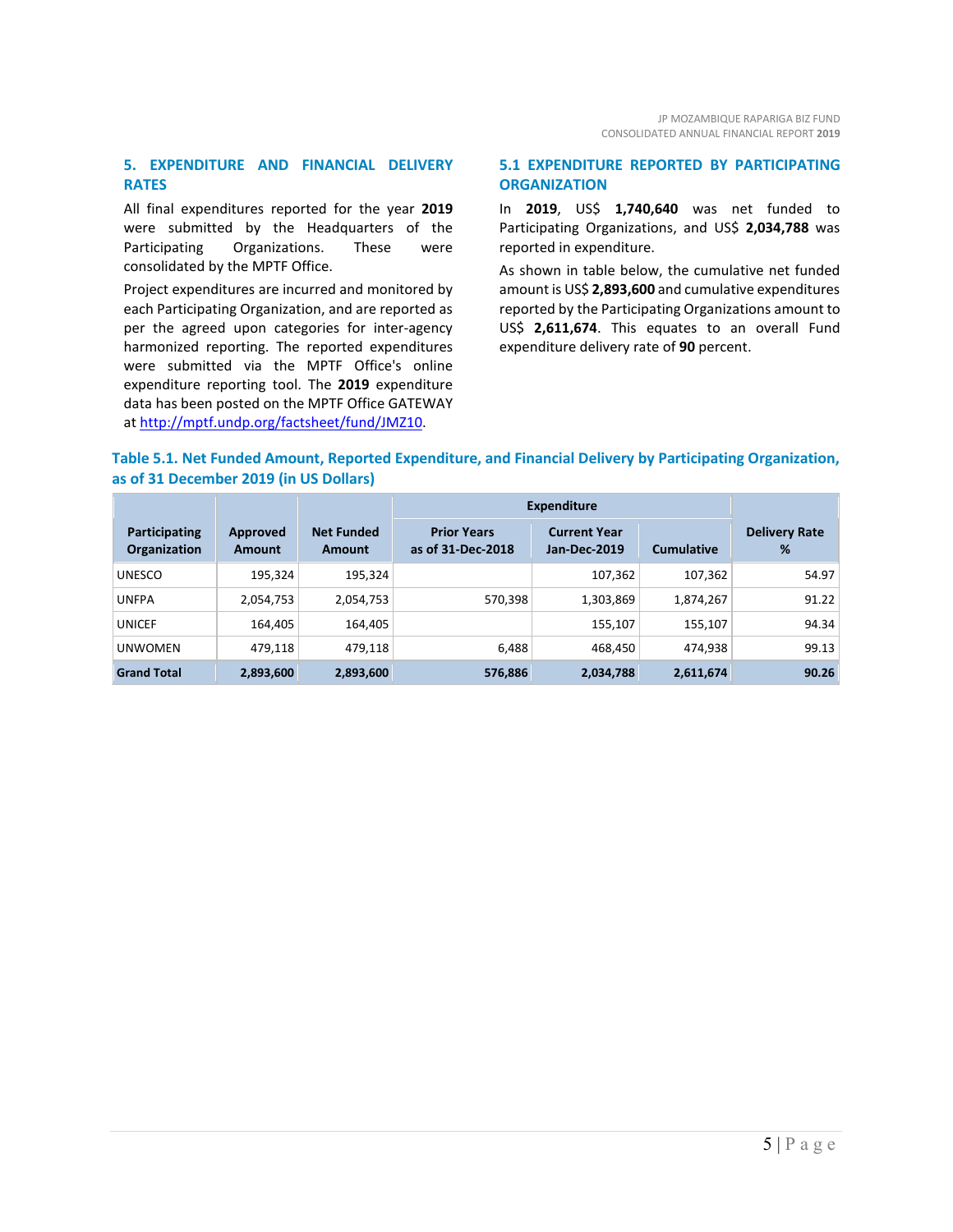## 5. EXPENDITURE AND FINANCIAL DELIVERY RATES

All final expenditures reported for the year **2019** were submitted by the Headquarters of the Participating Organizations. These were consolidated by the MPTF Office.

Project expenditures are incurred and monitored by each Participating Organization, and are reported as per the agreed upon categories for inter-agency harmonized reporting. The reported expenditures were submitted via the MPTF Office's online expenditure reporting tool. The **2019** expenditure data has been posted on the MPTF Office GATEWAY at http://mptf.undp.org/factsheet/fund/JMZ10.

### 5.1 EXPENDITURE REPORTED BY PARTICIPATING ORGANIZATION

In **2019**, US$ **1,740,640** was net funded to Participating Organizations, and US$ **2,034,788** was reported in expenditure.

As shown in table below, the cumulative net funded amount is US$ **2,893,600** and cumulative expenditures reported by the Participating Organizations amount to US$ **2,611,674**. This equates to an overall Fund expenditure delivery rate of **90** percent.

**Table 5.1. Net Funded Amount, Reported Expenditure, and Financial Delivery by Participating Organization, as of 31 December 2019 (in US Dollars)**

| Participating Organization | Approved Amount | Net Funded Amount | Expenditure | | | Delivery Rate % |
|---|---|---|---|---|---|---|
| | | | Prior Years as of 31-Dec-2018 | Current Year Jan-Dec-2019 | Cumulative | |
| UNESCO | 195,324 | 195,324 | | 107,362 | 107,362 | 54.97 |
| UNFPA | 2,054,753 | 2,054,753 | 570,398 | 1,303,869 | 1,874,267 | 91.22 |
| UNICEF | 164,405 | 164,405 | | 155,107 | 155,107 | 94.34 |
| UNWOMEN | 479,118 | 479,118 | 6,488 | 468,450 | 474,938 | 99.13 |
| **Grand Total** | **2,893,600** | **2,893,600** | **576,886** | **2,034,788** | **2,611,674** | **90.26** |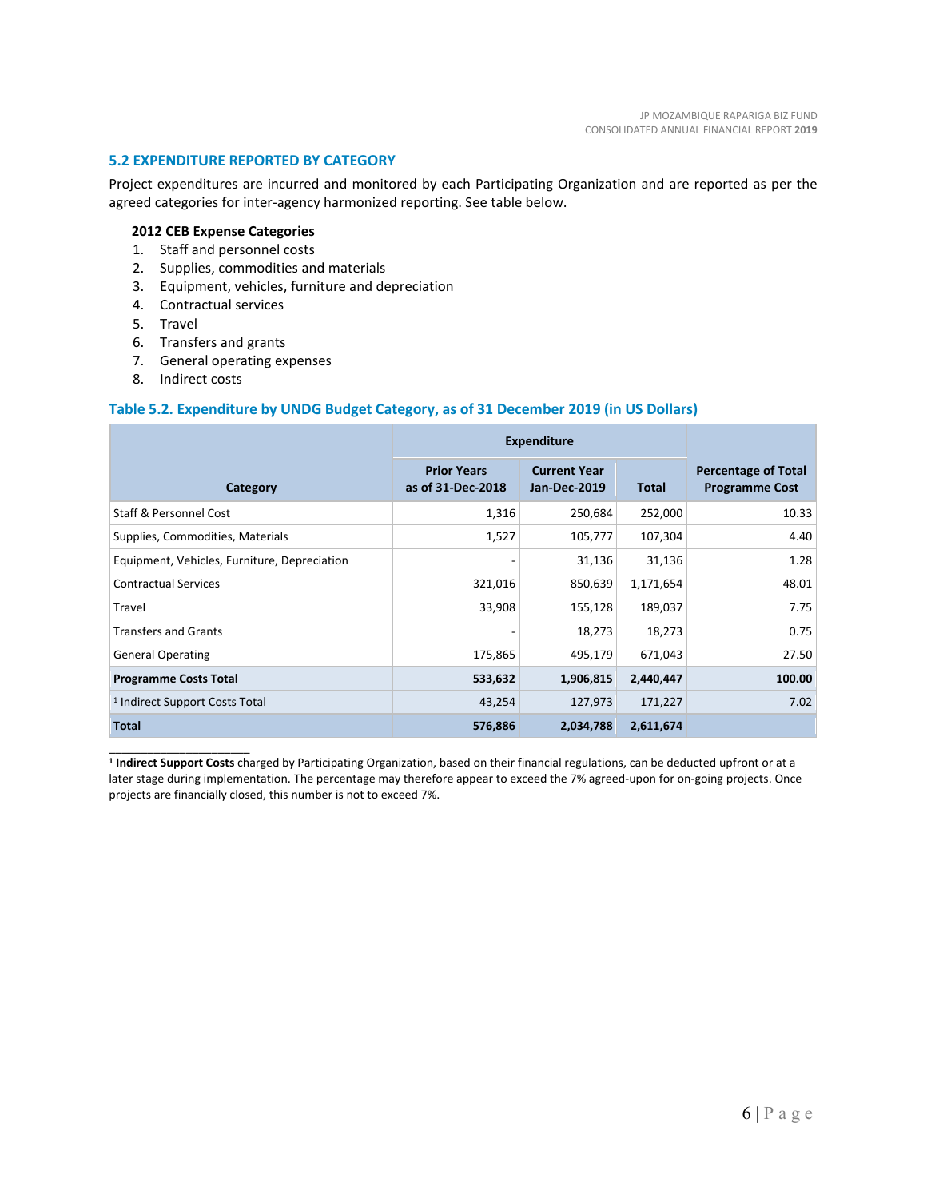## 5.2 EXPENDITURE REPORTED BY CATEGORY

Project expenditures are incurred and monitored by each Participating Organization and are reported as per the agreed categories for inter-agency harmonized reporting. See table below.

**2012 CEB Expense Categories**

1. Staff and personnel costs
2. Supplies, commodities and materials
3. Equipment, vehicles, furniture and depreciation
4. Contractual services
5. Travel
6. Transfers and grants
7. General operating expenses
8. Indirect costs

### Table 5.2. Expenditure by UNDG Budget Category, as of 31 December 2019 (in US Dollars)

| Category | Expenditure | | | Percentage of Total Programme Cost |
|---|---|---|---|---|
| | Prior Years as of 31-Dec-2018 | Current Year Jan-Dec-2019 | Total | |
| Staff & Personnel Cost | 1,316 | 250,684 | 252,000 | 10.33 |
| Supplies, Commodities, Materials | 1,527 | 105,777 | 107,304 | 4.40 |
| Equipment, Vehicles, Furniture, Depreciation | - | 31,136 | 31,136 | 1.28 |
| Contractual Services | 321,016 | 850,639 | 1,171,654 | 48.01 |
| Travel | 33,908 | 155,128 | 189,037 | 7.75 |
| Transfers and Grants | - | 18,273 | 18,273 | 0.75 |
| General Operating | 175,865 | 495,179 | 671,043 | 27.50 |
| **Programme Costs Total** | **533,632** | **1,906,815** | **2,440,447** | **100.00** |
| [1] Indirect Support Costs Total | 43,254 | 127,973 | 171,227 | 7.02 |
| **Total** | **576,886** | **2,034,788** | **2,611,674** | |

[1] **Indirect Support Costs** charged by Participating Organization, based on their financial regulations, can be deducted upfront or at a later stage during implementation. The percentage may therefore appear to exceed the 7% agreed-upon for on-going projects. Once projects are financially closed, this number is not to exceed 7%.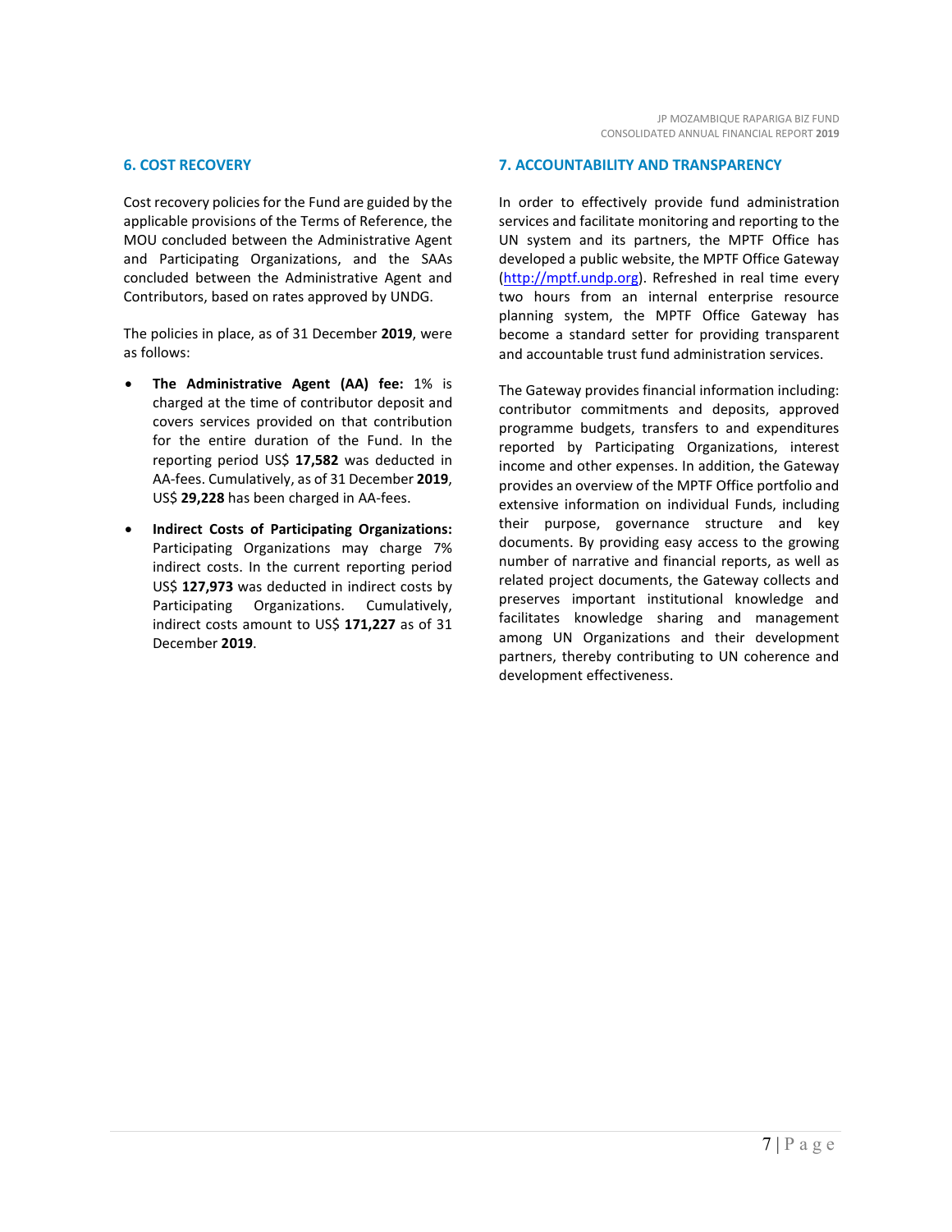## 6. COST RECOVERY

Cost recovery policies for the Fund are guided by the applicable provisions of the Terms of Reference, the MOU concluded between the Administrative Agent and Participating Organizations, and the SAAs concluded between the Administrative Agent and Contributors, based on rates approved by UNDG.

The policies in place, as of 31 December **2019**, were as follows:

- **The Administrative Agent (AA) fee:** 1% is charged at the time of contributor deposit and covers services provided on that contribution for the entire duration of the Fund. In the reporting period US$ **17,582** was deducted in AA-fees. Cumulatively, as of 31 December **2019**, US$ **29,228** has been charged in AA-fees.
- **Indirect Costs of Participating Organizations:** Participating Organizations may charge 7% indirect costs. In the current reporting period US$ **127,973** was deducted in indirect costs by Participating Organizations. Cumulatively, indirect costs amount to US$ **171,227** as of 31 December **2019**.

## 7. ACCOUNTABILITY AND TRANSPARENCY

In order to effectively provide fund administration services and facilitate monitoring and reporting to the UN system and its partners, the MPTF Office has developed a public website, the MPTF Office Gateway (http://mptf.undp.org). Refreshed in real time every two hours from an internal enterprise resource planning system, the MPTF Office Gateway has become a standard setter for providing transparent and accountable trust fund administration services.

The Gateway provides financial information including: contributor commitments and deposits, approved programme budgets, transfers to and expenditures reported by Participating Organizations, interest income and other expenses. In addition, the Gateway provides an overview of the MPTF Office portfolio and extensive information on individual Funds, including their purpose, governance structure and key documents. By providing easy access to the growing number of narrative and financial reports, as well as related project documents, the Gateway collects and preserves important institutional knowledge and facilitates knowledge sharing and management among UN Organizations and their development partners, thereby contributing to UN coherence and development effectiveness.